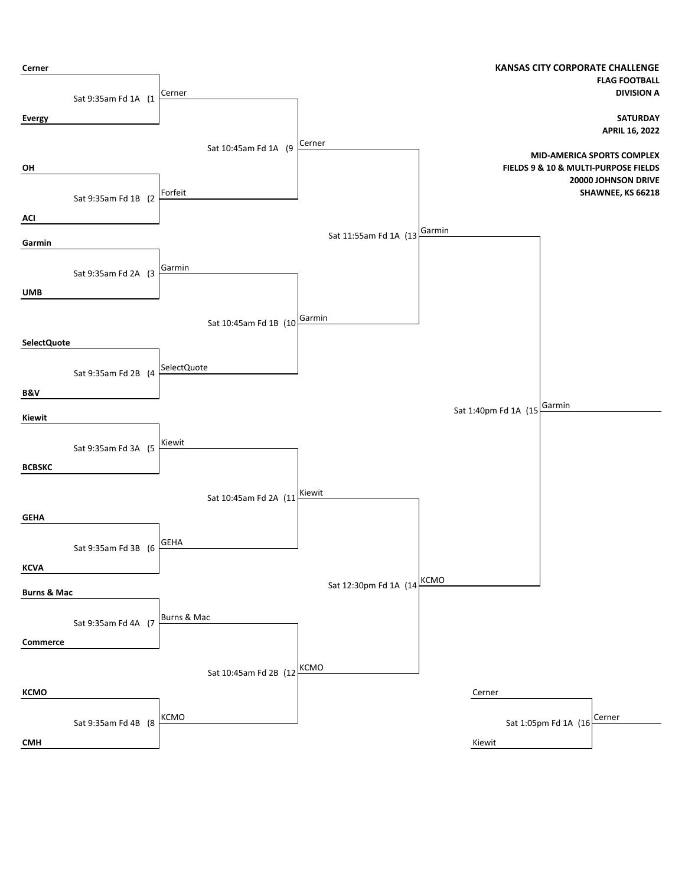**KANSAS CITY CORPORATE CHALLENGE**
**FLAG FOOTBALL**
**DIVISION A**

**SATURDAY**
**APRIL 16, 2022**

**MID-AMERICA SPORTS COMPLEX**
**FIELDS 9 & 10 & MULTI-PURPOSE FIELDS**
**20000 JOHNSON DRIVE**
**SHAWNEE, KS 66218**

### Round 1

| Game | Time / Field | Team 1 | Team 2 | Winner |
|---|---|---|---|---|
| (1 | Sat 9:35am Fd 1A | **Cerner** | **Evergy** | Cerner |
| (2 | Sat 9:35am Fd 1B | **OH** | **ACI** | Forfeit |
| (3 | Sat 9:35am Fd 2A | **Garmin** | **UMB** | Garmin |
| (4 | Sat 9:35am Fd 2B | **SelectQuote** | **B&V** | SelectQuote |
| (5 | Sat 9:35am Fd 3A | **Kiewit** | **BCBSKC** | Kiewit |
| (6 | Sat 9:35am Fd 3B | **GEHA** | **KCVA** | GEHA |
| (7 | Sat 9:35am Fd 4A | **Burns & Mac** | **Commerce** | Burns & Mac |
| (8 | Sat 9:35am Fd 4B | **KCMO** | **CMH** | KCMO |

### Round 2

| Game | Time / Field | Team 1 | Team 2 | Winner |
|---|---|---|---|---|
| (9 | Sat 10:45am Fd 1A | Cerner | Forfeit | Cerner |
| (10 | Sat 10:45am Fd 1B | Garmin | SelectQuote | Garmin |
| (11 | Sat 10:45am Fd 2A | Kiewit | GEHA | Kiewit |
| (12 | Sat 10:45am Fd 2B | Burns & Mac | KCMO | KCMO |

### Semifinals

| Game | Time / Field | Team 1 | Team 2 | Winner |
|---|---|---|---|---|
| (13 | Sat 11:55am Fd 1A | Cerner | Garmin | Garmin |
| (14 | Sat 12:30pm Fd 1A | Kiewit | KCMO | KCMO |

### Final

| Game | Time / Field | Team 1 | Team 2 | Winner |
|---|---|---|---|---|
| (15 | Sat 1:40pm Fd 1A | Garmin | KCMO | Garmin |

### Third Place

| Game | Time / Field | Team 1 | Team 2 | Winner |
|---|---|---|---|---|
| (16 | Sat 1:05pm Fd 1A | Cerner | Kiewit | Cerner |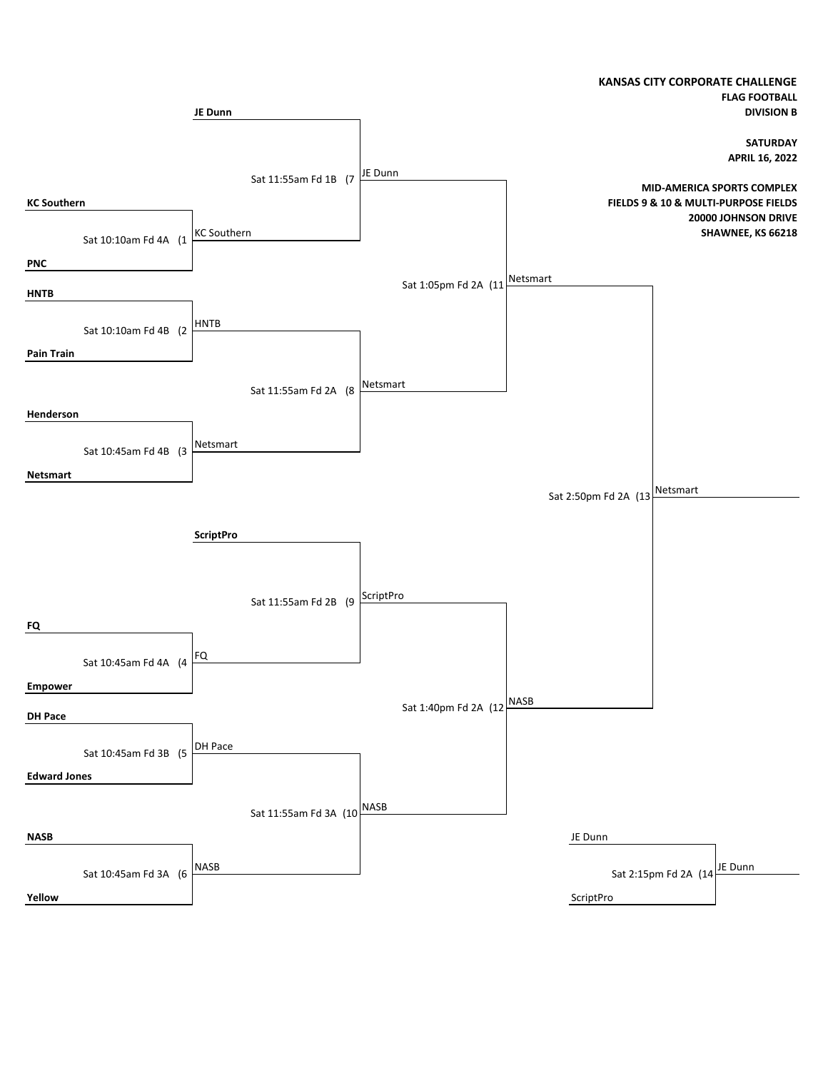**KANSAS CITY CORPORATE CHALLENGE**
**FLAG FOOTBALL**
**DIVISION B**

**SATURDAY**
**APRIL 16, 2022**

**MID-AMERICA SPORTS COMPLEX**
**FIELDS 9 & 10 & MULTI-PURPOSE FIELDS**
**20000 JOHNSON DRIVE**
**SHAWNEE, KS 66218**

| Game | Time / Field | Teams | Winner |
| --- | --- | --- | --- |
| (1 | Sat 10:10am Fd 4A | **KC Southern** vs **PNC** | KC Southern |
| (2 | Sat 10:10am Fd 4B | **HNTB** vs **Pain Train** | HNTB |
| (3 | Sat 10:45am Fd 4B | **Henderson** vs **Netsmart** | Netsmart |
| (4 | Sat 10:45am Fd 4A | **FQ** vs **Empower** | FQ |
| (5 | Sat 10:45am Fd 3B | **DH Pace** vs **Edward Jones** | DH Pace |
| (6 | Sat 10:45am Fd 3A | **NASB** vs **Yellow** | NASB |
| (7 | Sat 11:55am Fd 1B | **JE Dunn** vs KC Southern | JE Dunn |
| (8 | Sat 11:55am Fd 2A | HNTB vs Netsmart | Netsmart |
| (9 | Sat 11:55am Fd 2B | **ScriptPro** vs FQ | ScriptPro |
| (10 | Sat 11:55am Fd 3A | DH Pace vs NASB | NASB |
| (11 | Sat 1:05pm Fd 2A | JE Dunn vs Netsmart | Netsmart |
| (12 | Sat 1:40pm Fd 2A | ScriptPro vs NASB | NASB |
| (13 | Sat 2:50pm Fd 2A | Netsmart vs NASB | Netsmart |
| (14 | Sat 2:15pm Fd 2A | JE Dunn vs ScriptPro | JE Dunn |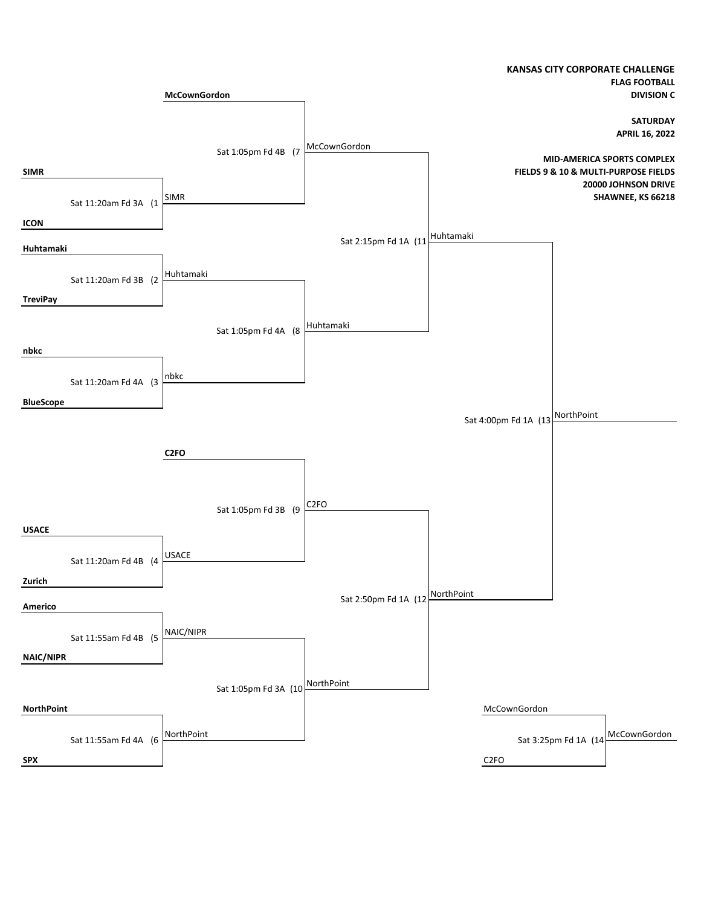**KANSAS CITY CORPORATE CHALLENGE**
**FLAG FOOTBALL**
**DIVISION C**

**SATURDAY**
**APRIL 16, 2022**

**MID-AMERICA SPORTS COMPLEX**
**FIELDS 9 & 10 & MULTI-PURPOSE FIELDS**
**20000 JOHNSON DRIVE**
**SHAWNEE, KS 66218**

### First Round

| Game | Time / Field | Team 1 | Team 2 | Winner |
|---|---|---|---|---|
| (1 | Sat 11:20am Fd 3A | **SIMR** | **ICON** | SIMR |
| (2 | Sat 11:20am Fd 3B | **Huhtamaki** | **TreviPay** | Huhtamaki |
| (3 | Sat 11:20am Fd 4A | **nbkc** | **BlueScope** | nbkc |
| (4 | Sat 11:20am Fd 4B | **USACE** | **Zurich** | USACE |
| (5 | Sat 11:55am Fd 4B | **Americo** | **NAIC/NIPR** | NAIC/NIPR |
| (6 | Sat 11:55am Fd 4A | **NorthPoint** | **SPX** | NorthPoint |

### Second Round

| Game | Time / Field | Team 1 | Team 2 | Winner |
|---|---|---|---|---|
| (7 | Sat 1:05pm Fd 4B | **McCownGordon** | SIMR | McCownGordon |
| (8 | Sat 1:05pm Fd 4A | Huhtamaki | nbkc | Huhtamaki |
| (9 | Sat 1:05pm Fd 3B | **C2FO** | USACE | C2FO |
| (10 | Sat 1:05pm Fd 3A | NAIC/NIPR | NorthPoint | NorthPoint |

### Semifinals

| Game | Time / Field | Team 1 | Team 2 | Winner |
|---|---|---|---|---|
| (11 | Sat 2:15pm Fd 1A | McCownGordon | Huhtamaki | Huhtamaki |
| (12 | Sat 2:50pm Fd 1A | C2FO | NorthPoint | NorthPoint |

### Third Place

| Game | Time / Field | Team 1 | Team 2 | Winner |
|---|---|---|---|---|
| (14 | Sat 3:25pm Fd 1A | McCownGordon | C2FO | McCownGordon |

### Championship

| Game | Time / Field | Team 1 | Team 2 | Winner |
|---|---|---|---|---|
| (13 | Sat 4:00pm Fd 1A | Huhtamaki | NorthPoint | NorthPoint |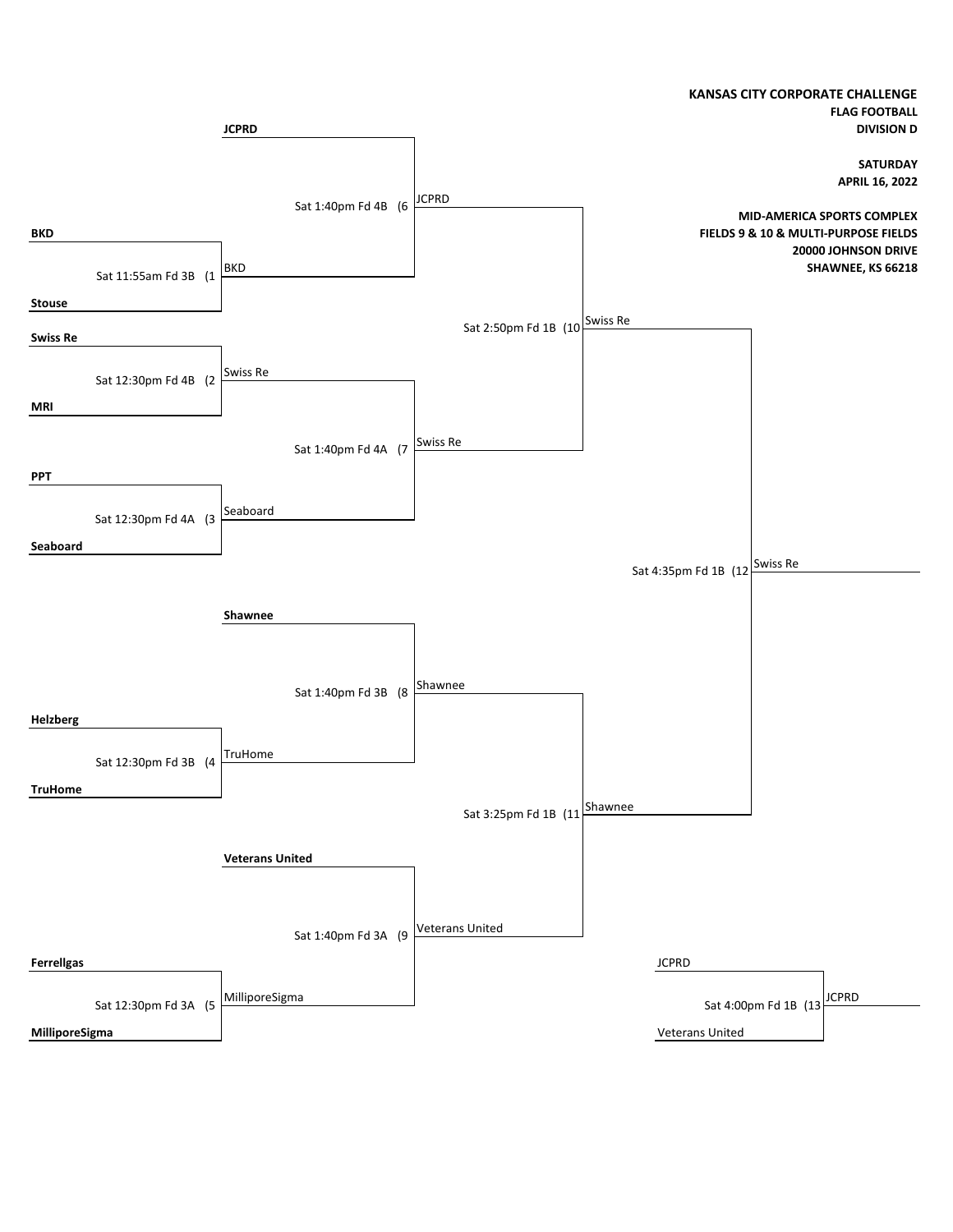**KANSAS CITY CORPORATE CHALLENGE**
**FLAG FOOTBALL**
**DIVISION D**

**SATURDAY**
**APRIL 16, 2022**

**MID-AMERICA SPORTS COMPLEX**
**FIELDS 9 & 10 & MULTI-PURPOSE FIELDS**
**20000 JOHNSON DRIVE**
**SHAWNEE, KS 66218**

**First Round**

| Game | Time / Field | Teams | Winner |
| --- | --- | --- | --- |
| (1 | Sat 11:55am Fd 3B | **BKD** vs **Stouse** | BKD |
| (2 | Sat 12:30pm Fd 4B | **Swiss Re** vs **MRI** | Swiss Re |
| (3 | Sat 12:30pm Fd 4A | **PPT** vs **Seaboard** | Seaboard |
| (4 | Sat 12:30pm Fd 3B | **Helzberg** vs **TruHome** | TruHome |
| (5 | Sat 12:30pm Fd 3A | **Ferrellgas** vs **MilliporeSigma** | MilliporeSigma |

**Second Round**

| Game | Time / Field | Teams | Winner |
| --- | --- | --- | --- |
| (6 | Sat 1:40pm Fd 4B | **JCPRD** vs BKD | JCPRD |
| (7 | Sat 1:40pm Fd 4A | Swiss Re vs Seaboard | Swiss Re |
| (8 | Sat 1:40pm Fd 3B | **Shawnee** vs TruHome | Shawnee |
| (9 | Sat 1:40pm Fd 3A | **Veterans United** vs MilliporeSigma | Veterans United |

**Semifinals**

| Game | Time / Field | Teams | Winner |
| --- | --- | --- | --- |
| (10 | Sat 2:50pm Fd 1B | JCPRD vs Swiss Re | Swiss Re |
| (11 | Sat 3:25pm Fd 1B | Shawnee vs Veterans United | Shawnee |

**Final**

| Game | Time / Field | Teams | Winner |
| --- | --- | --- | --- |
| (12 | Sat 4:35pm Fd 1B | Swiss Re vs Shawnee | Swiss Re |

**Third Place**

| Game | Time / Field | Teams | Winner |
| --- | --- | --- | --- |
| (13 | Sat 4:00pm Fd 1B | JCPRD vs Veterans United | JCPRD |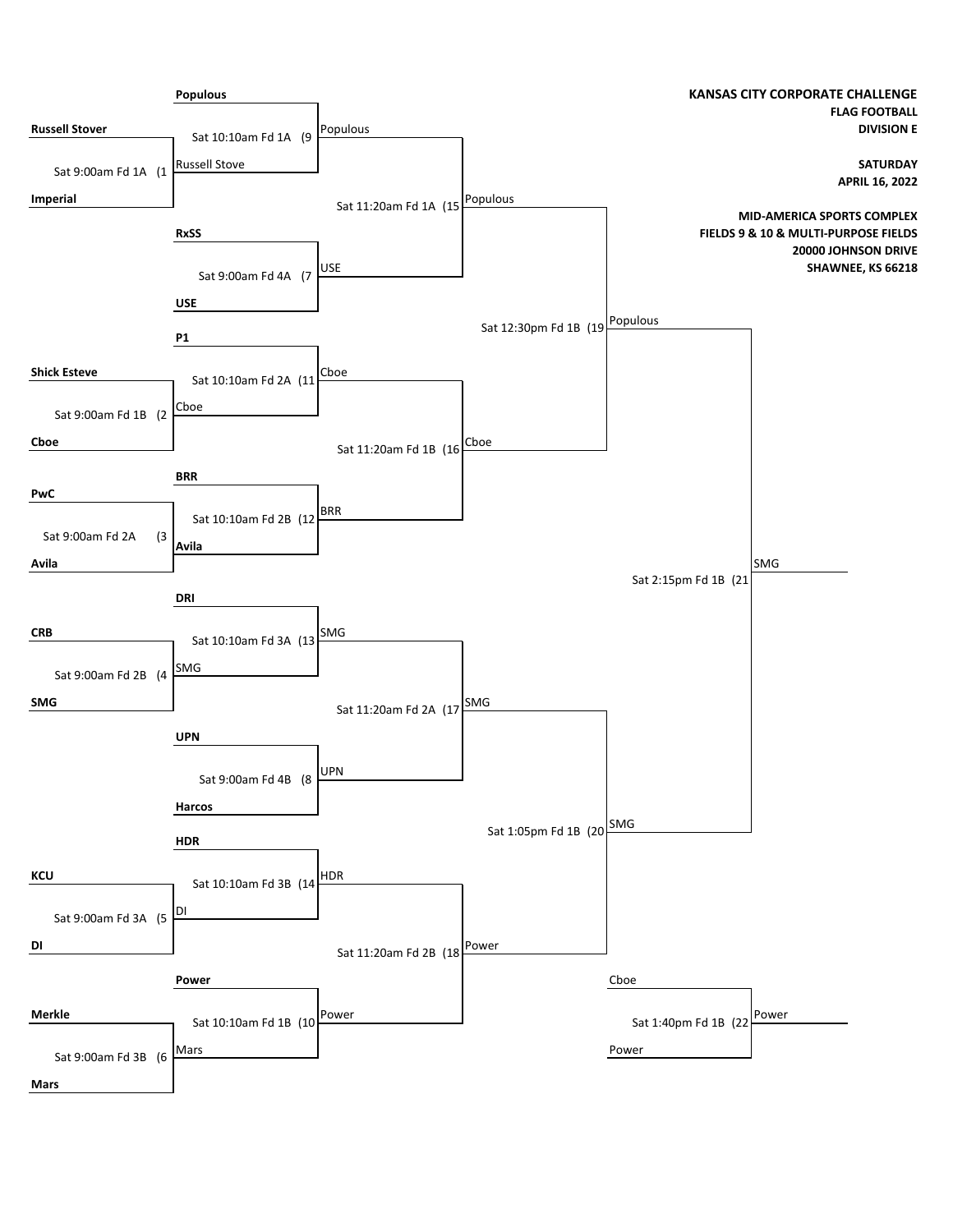**KANSAS CITY CORPORATE CHALLENGE**
**FLAG FOOTBALL**
**DIVISION E**

**SATURDAY**
**APRIL 16, 2022**

**MID-AMERICA SPORTS COMPLEX**
**FIELDS 9 & 10 & MULTI-PURPOSE FIELDS**
**20000 JOHNSON DRIVE**
**SHAWNEE, KS 66218**

## Round 1

| Game | Time / Field | Team 1 | Team 2 | Winner |
|---|---|---|---|---|
| (1 | Sat 9:00am Fd 1A | **Russell Stover** | **Imperial** | Russell Stove |
| (2 | Sat 9:00am Fd 1B | **Shick Esteve** | **Cboe** | Cboe |
| (3 | Sat 9:00am Fd 2A | **PwC** | **Avila** | **Avila** |
| (4 | Sat 9:00am Fd 2B | **CRB** | **SMG** | SMG |
| (5 | Sat 9:00am Fd 3A | **KCU** | **DI** | DI |
| (6 | Sat 9:00am Fd 3B | **Merkle** | **Mars** | Mars |
| (7 | Sat 9:00am Fd 4A | **RxSS** | **USE** | USE |
| (8 | Sat 9:00am Fd 4B | **UPN** | **Harcos** | UPN |

## Round 2

| Game | Time / Field | Team 1 | Team 2 | Winner |
|---|---|---|---|---|
| (9 | Sat 10:10am Fd 1A | **Populous** | Russell Stove | Populous |
| (11 | Sat 10:10am Fd 2A | **P1** | Cboe | Cboe |
| (12 | Sat 10:10am Fd 2B | **BRR** | **Avila** | BRR |
| (13 | Sat 10:10am Fd 3A | **DRI** | SMG | SMG |
| (14 | Sat 10:10am Fd 3B | **HDR** | DI | HDR |
| (10 | Sat 10:10am Fd 1B | **Power** | Mars | Power |

## Quarterfinals

| Game | Time / Field | Team 1 | Team 2 | Winner |
|---|---|---|---|---|
| (15 | Sat 11:20am Fd 1A | Populous | USE | Populous |
| (16 | Sat 11:20am Fd 1B | Cboe | BRR | Cboe |
| (17 | Sat 11:20am Fd 2A | SMG | UPN | SMG |
| (18 | Sat 11:20am Fd 2B | HDR | Power | Power |

## Semifinals

| Game | Time / Field | Team 1 | Team 2 | Winner |
|---|---|---|---|---|
| (19 | Sat 12:30pm Fd 1B | Populous | Cboe | Populous |
| (20 | Sat 1:05pm Fd 1B | SMG | Power | SMG |

## Third Place

| Game | Time / Field | Team 1 | Team 2 | Winner |
|---|---|---|---|---|
| (22 | Sat 1:40pm Fd 1B | Cboe | Power | Power |

## Championship

| Game | Time / Field | Team 1 | Team 2 | Winner |
|---|---|---|---|---|
| (21 | Sat 2:15pm Fd 1B | Populous | SMG | SMG |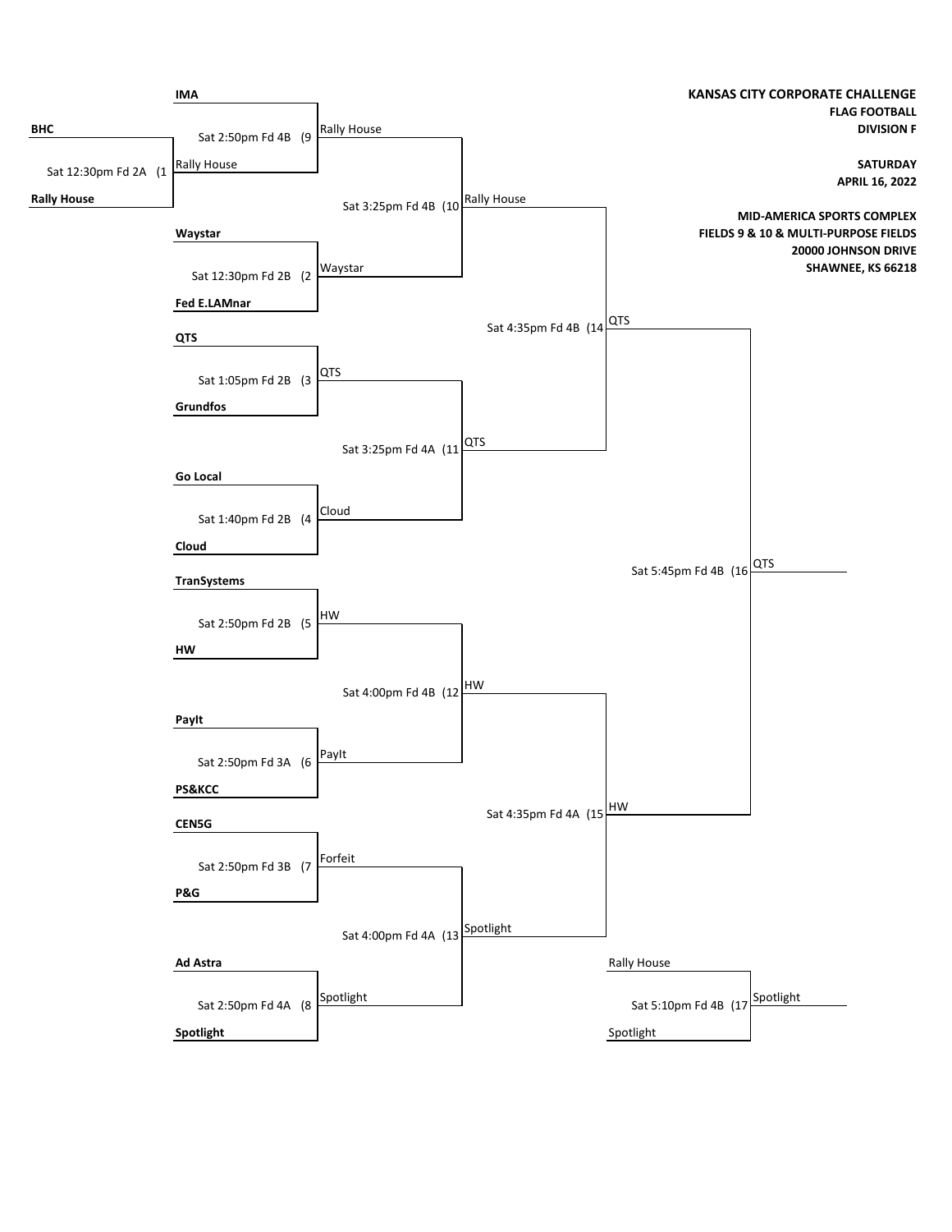**KANSAS CITY CORPORATE CHALLENGE**
**FLAG FOOTBALL**
**DIVISION F**

**SATURDAY**
**APRIL 16, 2022**

**MID-AMERICA SPORTS COMPLEX**
**FIELDS 9 & 10 & MULTI-PURPOSE FIELDS**
**20000 JOHNSON DRIVE**
**SHAWNEE, KS 66218**

| Game | Time / Field | Team 1 | Team 2 | Winner |
|---|---|---|---|---|
| 1 | Sat 12:30pm Fd 2A | **BHC** | **Rally House** | Rally House |
| 2 | Sat 12:30pm Fd 2B | **Waystar** | **Fed E.LAMnar** | Waystar |
| 3 | Sat 1:05pm Fd 2B | **QTS** | **Grundfos** | QTS |
| 4 | Sat 1:40pm Fd 2B | **Go Local** | **Cloud** | Cloud |
| 5 | Sat 2:50pm Fd 2B | **TranSystems** | **HW** | HW |
| 6 | Sat 2:50pm Fd 3A | **PayIt** | **PS&KCC** | PayIt |
| 7 | Sat 2:50pm Fd 3B | **CEN5G** | **P&G** | Forfeit |
| 8 | Sat 2:50pm Fd 4A | **Ad Astra** | **Spotlight** | Spotlight |
| 9 | Sat 2:50pm Fd 4B | **IMA** | Rally House | Rally House |
| 10 | Sat 3:25pm Fd 4B | Rally House | Waystar | Rally House |
| 11 | Sat 3:25pm Fd 4A | QTS | Cloud | QTS |
| 12 | Sat 4:00pm Fd 4B | HW | PayIt | HW |
| 13 | Sat 4:00pm Fd 4A | Forfeit | Spotlight | Spotlight |
| 14 | Sat 4:35pm Fd 4B | Rally House | QTS | QTS |
| 15 | Sat 4:35pm Fd 4A | HW | Spotlight | HW |
| 16 | Sat 5:45pm Fd 4B | QTS | HW | QTS |
| 17 | Sat 5:10pm Fd 4B | Rally House | Spotlight | Spotlight |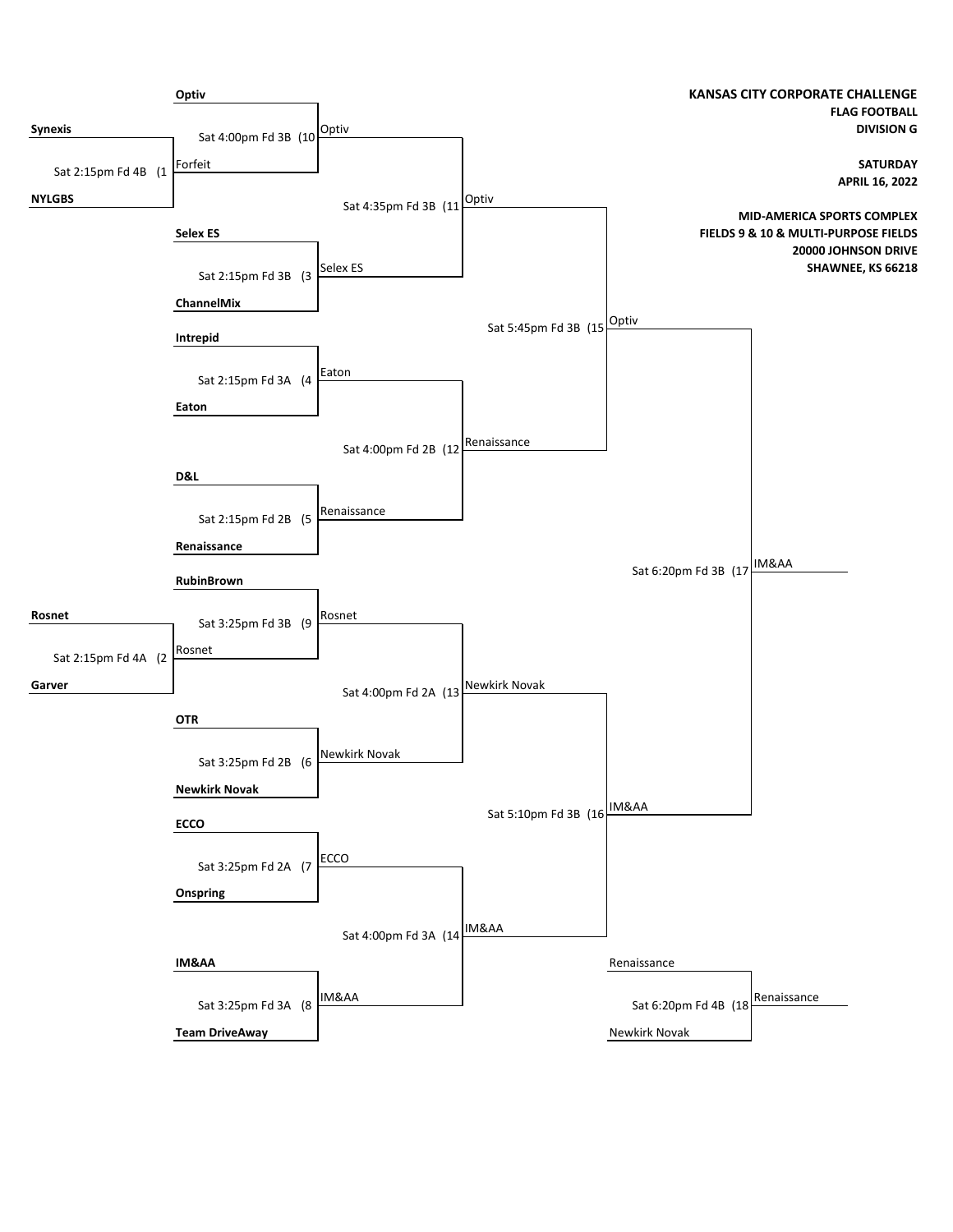**KANSAS CITY CORPORATE CHALLENGE**
**FLAG FOOTBALL**
**DIVISION G**

**SATURDAY**
**APRIL 16, 2022**

**MID-AMERICA SPORTS COMPLEX**
**FIELDS 9 & 10 & MULTI-PURPOSE FIELDS**
**20000 JOHNSON DRIVE**
**SHAWNEE, KS 66218**

**Synexis**
Sat 2:15pm Fd 4B (1
**NYLGBS**

Forfeit

**Optiv**
Sat 4:00pm Fd 3B (10

Optiv

**Selex ES**
Sat 2:15pm Fd 3B (3
**ChannelMix**

Selex ES

Sat 4:35pm Fd 3B (11

Optiv

**Intrepid**
Sat 2:15pm Fd 3A (4
**Eaton**

Eaton

**D&L**
Sat 2:15pm Fd 2B (5
**Renaissance**

Renaissance

Sat 4:00pm Fd 2B (12

Renaissance

Sat 5:45pm Fd 3B (15

Optiv

**Rosnet**
Sat 2:15pm Fd 4A (2
**Garver**

Rosnet

**RubinBrown**
Sat 3:25pm Fd 3B (9

Rosnet

**OTR**
Sat 3:25pm Fd 2B (6
**Newkirk Novak**

Newkirk Novak

Sat 4:00pm Fd 2A (13

Newkirk Novak

**ECCO**
Sat 3:25pm Fd 2A (7
**Onspring**

ECCO

**IM&AA**
Sat 3:25pm Fd 3A (8
**Team DriveAway**

IM&AA

Sat 4:00pm Fd 3A (14

IM&AA

Sat 5:10pm Fd 3B (16

IM&AA

Sat 6:20pm Fd 3B (17

IM&AA

Renaissance
Sat 6:20pm Fd 4B (18
Newkirk Novak

Renaissance